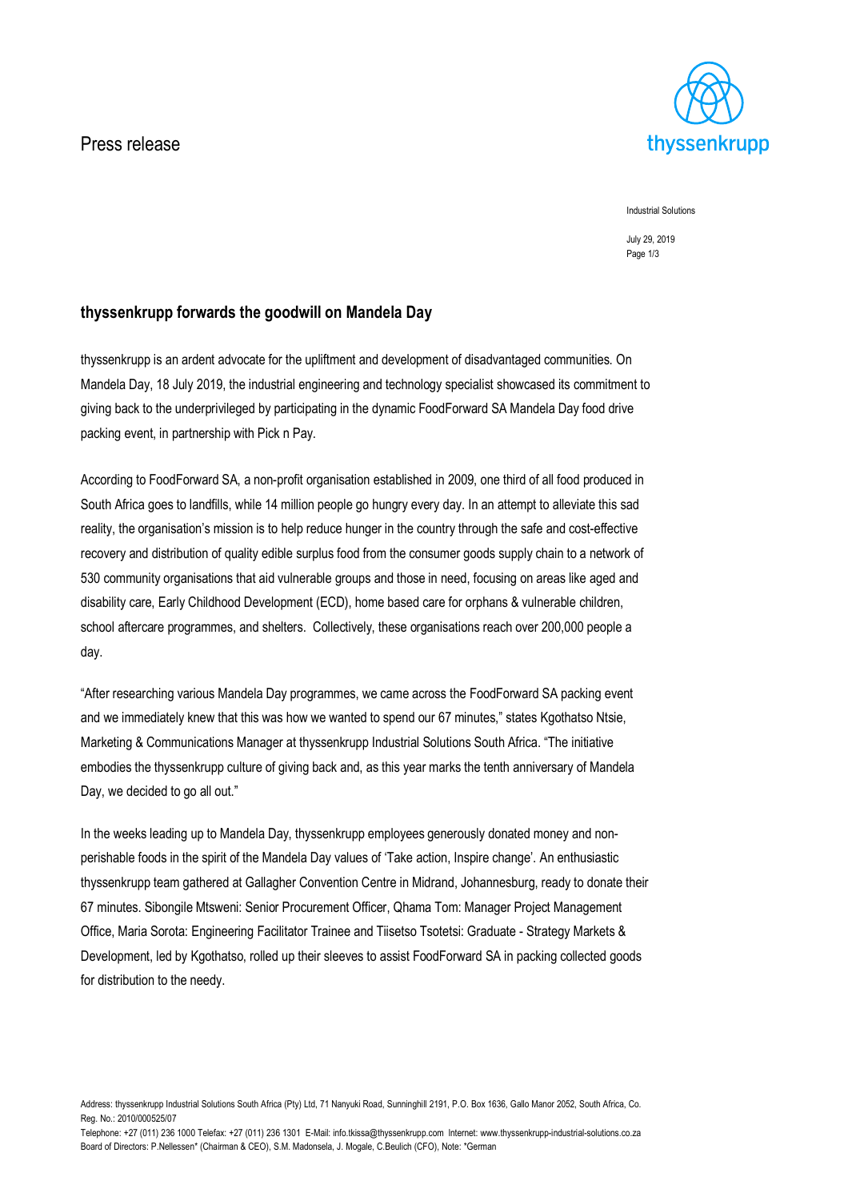Press release

Industrial Solutions

July 29, 2019

## thyssenkrupp forwards the goodwill on Mandela Day

thyssenkrupp is an ardent advocate for the upliftment and development of disadvantaged communities. On Mandela Day, 18 July 2019, the industrial engineering and technology specialist showcased its commitment to giving back to the underprivileged by participating in the dynamic FoodForward SA Mandela Day food drive packing event, in partnership with Pick n Pay.

According to FoodForward SA, a non-profit organisation established in 2009, one third of all food produced in South Africa goes to landfills, while 14 million people go hungry every day. In an attempt to alleviate this sad reality, the organisation's mission is to help reduce hunger in the country through the safe and cost-effective recovery and distribution of quality edible surplus food from the consumer goods supply chain to a network of 530 community organisations that aid vulnerable groups and those in need, focusing on areas like aged and disability care, Early Childhood Development (ECD), home based care for orphans & vulnerable children, school aftercare programmes, and shelters. Collectively, these organisations reach over 200,000 people a day.

"After researching various Mandela Day programmes, we came across the FoodForward SA packing event and we immediately knew that this was how we wanted to spend our 67 minutes," states Kgothatso Ntsie, Marketing & Communications Manager at thyssenkrupp Industrial Solutions South Africa. "The initiative embodies the thyssenkrupp culture of giving back and, as this year marks the tenth anniversary of Mandela Day, we decided to go all out."

In the weeks leading up to Mandela Day, thyssenkrupp employees generously donated money and non-perishable foods in the spirit of the Mandela Day values of 'Take action, Inspire change'. An enthusiastic thyssenkrupp team gathered at Gallagher Convention Centre in Midrand, Johannesburg, ready to donate their 67 minutes. Sibongile Mtsweni: Senior Procurement Officer, Qhama Tom: Manager Project Management Office, Maria Sorota: Engineering Facilitator Trainee and Tiisetso Tsotetsi: Graduate - Strategy Markets & Development, led by Kgothatso, rolled up their sleeves to assist FoodForward SA in packing collected goods for distribution to the needy.

Address: thyssenkrupp Industrial Solutions South Africa (Pty) Ltd, 71 Nanyuki Road, Sunninghill 2191, P.O. Box 1636, Gallo Manor 2052, South Africa, Co. Reg. No.: 2010/000525/07

Telephone: +27 (011) 236 1000 Telefax: +27 (011) 236 1301 E-Mail: info.tkissa@thyssenkrupp.com Internet: www.thyssenkrupp-industrial-solutions.co.za

Board of Directors: P.Nellessen* (Chairman & CEO), S.M. Madonsela, J. Mogale, C.Beulich (CFO), Note: *German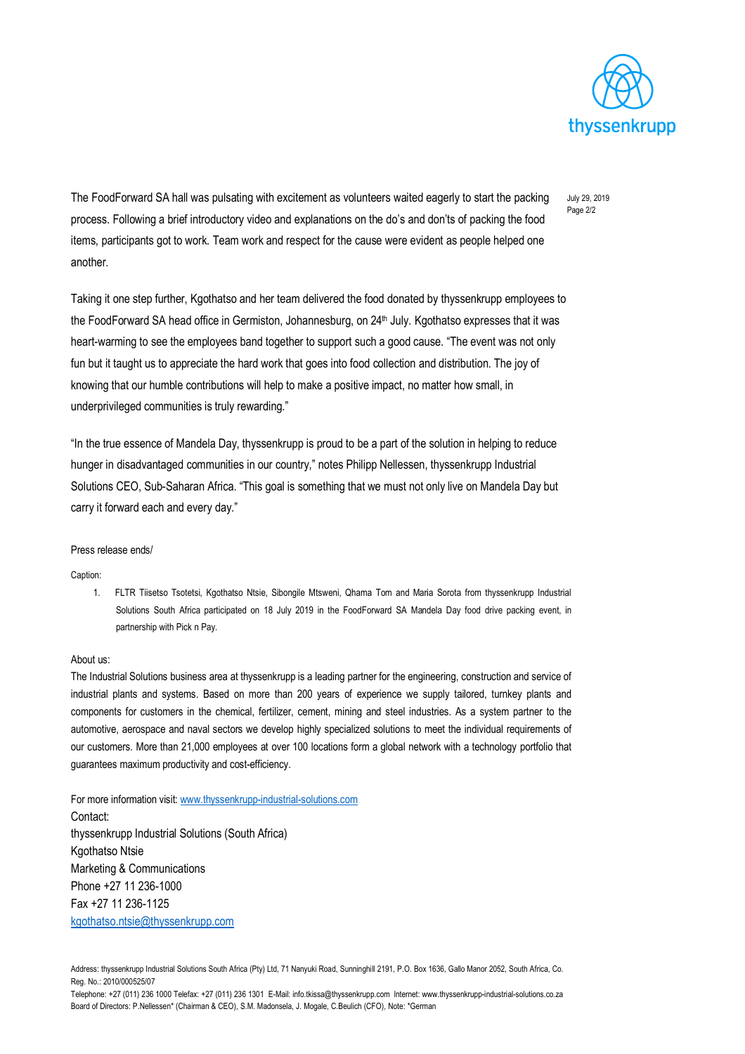The FoodForward SA hall was pulsating with excitement as volunteers waited eagerly to start the packing process. Following a brief introductory video and explanations on the do's and don'ts of packing the food items, participants got to work. Team work and respect for the cause were evident as people helped one another.

Taking it one step further, Kgothatso and her team delivered the food donated by thyssenkrupp employees to the FoodForward SA head office in Germiston, Johannesburg, on 24th July. Kgothatso expresses that it was heart-warming to see the employees band together to support such a good cause. "The event was not only fun but it taught us to appreciate the hard work that goes into food collection and distribution. The joy of knowing that our humble contributions will help to make a positive impact, no matter how small, in underprivileged communities is truly rewarding."

"In the true essence of Mandela Day, thyssenkrupp is proud to be a part of the solution in helping to reduce hunger in disadvantaged communities in our country," notes Philipp Nellessen, thyssenkrupp Industrial Solutions CEO, Sub-Saharan Africa. "This goal is something that we must not only live on Mandela Day but carry it forward each and every day."

Press release ends/

Caption:

1. FLTR Tiisetso Tsotetsi, Kgothatso Ntsie, Sibongile Mtsweni, Qhama Tom and Maria Sorota from thyssenkrupp Industrial Solutions South Africa participated on 18 July 2019 in the FoodForward SA Mandela Day food drive packing event, in partnership with Pick n Pay.

About us:

The Industrial Solutions business area at thyssenkrupp is a leading partner for the engineering, construction and service of industrial plants and systems. Based on more than 200 years of experience we supply tailored, turnkey plants and components for customers in the chemical, fertilizer, cement, mining and steel industries. As a system partner to the automotive, aerospace and naval sectors we develop highly specialized solutions to meet the individual requirements of our customers. More than 21,000 employees at over 100 locations form a global network with a technology portfolio that guarantees maximum productivity and cost-efficiency.

For more information visit: www.thyssenkrupp-industrial-solutions.com

Contact:
thyssenkrupp Industrial Solutions (South Africa)
Kgothatso Ntsie
Marketing & Communications
Phone +27 11 236-1000
Fax +27 11 236-1125
kgothatso.ntsie@thyssenkrupp.com

Address: thyssenkrupp Industrial Solutions South Africa (Pty) Ltd, 71 Nanyuki Road, Sunninghill 2191, P.O. Box 1636, Gallo Manor 2052, South Africa, Co. Reg. No.: 2010/000525/07
Telephone: +27 (011) 236 1000 Telefax: +27 (011) 236 1301 E-Mail: info.tkissa@thyssenkrupp.com Internet: www.thyssenkrupp-industrial-solutions.co.za
Board of Directors: P.Nellessen* (Chairman & CEO), S.M. Madonsela, J. Mogale, C.Beulich (CFO), Note: *German